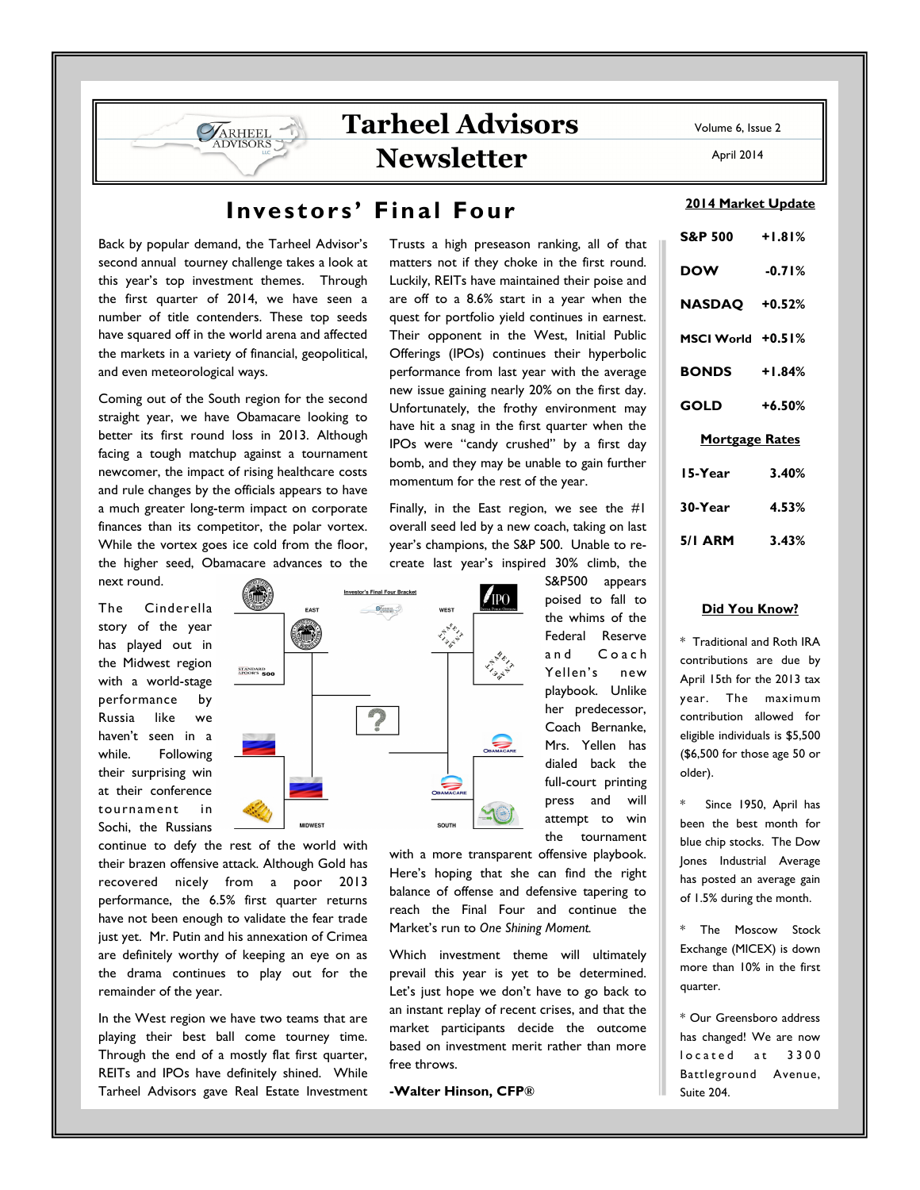# Tarheel Advisors Newsletter

Volume 6, Issue 2

April 2014

## Investors' Final Four

Back by popular demand, the Tarheel Advisor's second annual tourney challenge takes a look at this year's top investment themes. Through the first quarter of 2014, we have seen a number of title contenders. These top seeds have squared off in the world arena and affected the markets in a variety of financial, geopolitical, and even meteorological ways.

Coming out of the South region for the second straight year, we have Obamacare looking to better its first round loss in 2013. Although facing a tough matchup against a tournament newcomer, the impact of rising healthcare costs and rule changes by the officials appears to have a much greater long-term impact on corporate finances than its competitor, the polar vortex. While the vortex goes ice cold from the floor, the higher seed, Obamacare advances to the next round.

The Cinderella story of the year has played out in the Midwest region with a world-stage performance by Russia like we haven't seen in a while. Following their surprising win at their conference tournament in Sochi, the Russians continue to defy the rest of the world with their brazen offensive attack. Although Gold has recovered nicely from a poor 2013 performance, the 6.5% first quarter returns have not been enough to validate the fear trade just yet. Mr. Putin and his annexation of Crimea are definitely worthy of keeping an eye on as the drama continues to play out for the remainder of the year.

In the West region we have two teams that are playing their best ball come tourney time. Through the end of a mostly flat first quarter, REITs and IPOs have definitely shined. While Tarheel Advisors gave Real Estate Investment Trusts a high preseason ranking, all of that matters not if they choke in the first round. Luckily, REITs have maintained their poise and are off to a 8.6% start in a year when the quest for portfolio yield continues in earnest. Their opponent in the West, Initial Public Offerings (IPOs) continues their hyperbolic performance from last year with the average new issue gaining nearly 20% on the first day. Unfortunately, the frothy environment may have hit a snag in the first quarter when the IPOs were "candy crushed" by a first day bomb, and they may be unable to gain further momentum for the rest of the year.

Finally, in the East region, we see the #1 overall seed led by a new coach, taking on last year's champions, the S&P 500. Unable to re-create last year's inspired 30% climb, the S&P500 appears poised to fall to the whims of the Federal Reserve and Coach Yellen's new playbook. Unlike her predecessor, Coach Bernanke, Mrs. Yellen has dialed back the full-court printing press and will attempt to win the tournament with a more transparent offensive playbook. Here's hoping that she can find the right balance of offense and defensive tapering to reach the Final Four and continue the Market's run to *One Shining Moment.*

Which investment theme will ultimately prevail this year is yet to be determined. Let's just hope we don't have to go back to an instant replay of recent crises, and that the market participants decide the outcome based on investment merit rather than more free throws.

**-Walter Hinson, CFP®**

### 2014 Market Update

| | |
|---|---|
| S&P 500 | +1.81% |
| DOW | -0.71% |
| NASDAQ | +0.52% |
| MSCI World | +0.51% |
| BONDS | +1.84% |
| GOLD | +6.50% |

### Mortgage Rates

| | |
|---|---|
| 15-Year | 3.40% |
| 30-Year | 4.53% |
| 5/1 ARM | 3.43% |

### Did You Know?

* Traditional and Roth IRA contributions are due by April 15th for the 2013 tax year. The maximum contribution allowed for eligible individuals is $5,500 ($6,500 for those age 50 or older).

* Since 1950, April has been the best month for blue chip stocks. The Dow Jones Industrial Average has posted an average gain of 1.5% during the month.

* The Moscow Stock Exchange (MICEX) is down more than 10% in the first quarter.

* Our Greensboro address has changed! We are now located at 3300 Battleground Avenue, Suite 204.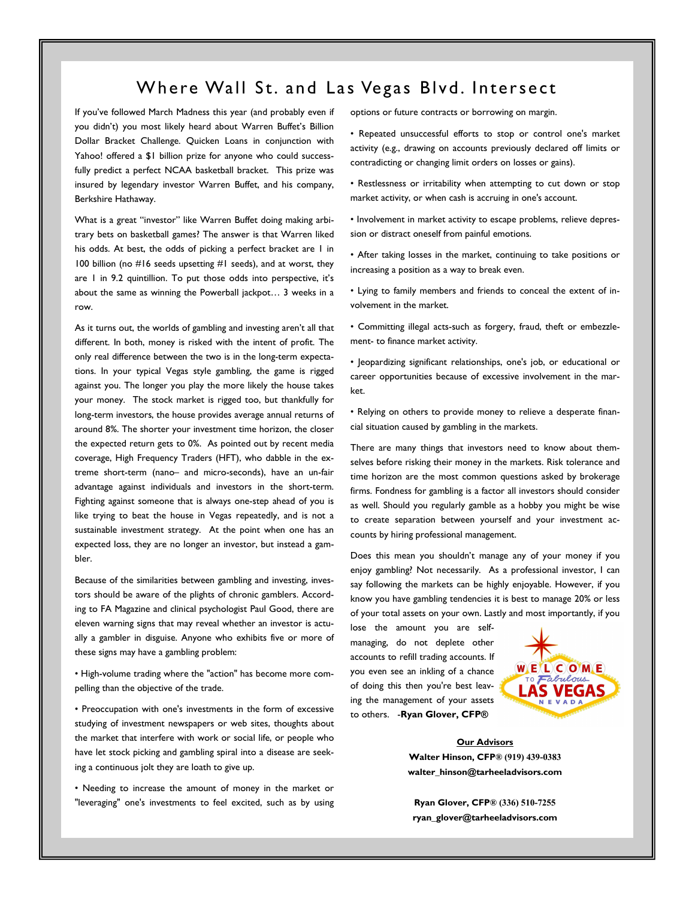# Where Wall St. and Las Vegas Blvd. Intersect

If you've followed March Madness this year (and probably even if you didn't) you most likely heard about Warren Buffet's Billion Dollar Bracket Challenge. Quicken Loans in conjunction with Yahoo! offered a $1 billion prize for anyone who could successfully predict a perfect NCAA basketball bracket. This prize was insured by legendary investor Warren Buffet, and his company, Berkshire Hathaway.

What is a great "investor" like Warren Buffet doing making arbitrary bets on basketball games? The answer is that Warren liked his odds. At best, the odds of picking a perfect bracket are 1 in 100 billion (no #16 seeds upsetting #1 seeds), and at worst, they are 1 in 9.2 quintillion. To put those odds into perspective, it's about the same as winning the Powerball jackpot… 3 weeks in a row.

As it turns out, the worlds of gambling and investing aren't all that different. In both, money is risked with the intent of profit. The only real difference between the two is in the long-term expectations. In your typical Vegas style gambling, the game is rigged against you. The longer you play the more likely the house takes your money. The stock market is rigged too, but thankfully for long-term investors, the house provides average annual returns of around 8%. The shorter your investment time horizon, the closer the expected return gets to 0%. As pointed out by recent media coverage, High Frequency Traders (HFT), who dabble in the extreme short-term (nano– and micro-seconds), have an un-fair advantage against individuals and investors in the short-term. Fighting against someone that is always one-step ahead of you is like trying to beat the house in Vegas repeatedly, and is not a sustainable investment strategy. At the point when one has an expected loss, they are no longer an investor, but instead a gambler.

Because of the similarities between gambling and investing, investors should be aware of the plights of chronic gamblers. According to FA Magazine and clinical psychologist Paul Good, there are eleven warning signs that may reveal whether an investor is actually a gambler in disguise. Anyone who exhibits five or more of these signs may have a gambling problem:

• High-volume trading where the "action" has become more compelling than the objective of the trade.

• Preoccupation with one's investments in the form of excessive studying of investment newspapers or web sites, thoughts about the market that interfere with work or social life, or people who have let stock picking and gambling spiral into a disease are seeking a continuous jolt they are loath to give up.

• Needing to increase the amount of money in the market or "leveraging" one's investments to feel excited, such as by using options or future contracts or borrowing on margin.

• Repeated unsuccessful efforts to stop or control one's market activity (e.g., drawing on accounts previously declared off limits or contradicting or changing limit orders on losses or gains).

• Restlessness or irritability when attempting to cut down or stop market activity, or when cash is accruing in one's account.

• Involvement in market activity to escape problems, relieve depression or distract oneself from painful emotions.

• After taking losses in the market, continuing to take positions or increasing a position as a way to break even.

• Lying to family members and friends to conceal the extent of involvement in the market.

• Committing illegal acts-such as forgery, fraud, theft or embezzlement- to finance market activity.

• Jeopardizing significant relationships, one's job, or educational or career opportunities because of excessive involvement in the market.

• Relying on others to provide money to relieve a desperate financial situation caused by gambling in the markets.

There are many things that investors need to know about themselves before risking their money in the markets. Risk tolerance and time horizon are the most common questions asked by brokerage firms. Fondness for gambling is a factor all investors should consider as well. Should you regularly gamble as a hobby you might be wise to create separation between yourself and your investment accounts by hiring professional management.

Does this mean you shouldn't manage any of your money if you enjoy gambling? Not necessarily. As a professional investor, I can say following the markets can be highly enjoyable. However, if you know you have gambling tendencies it is best to manage 20% or less of your total assets on your own. Lastly and most importantly, if you lose the amount you are self-managing, do not deplete other accounts to refill trading accounts. If you even see an inkling of a chance of doing this then you're best leaving the management of your assets to others. **-Ryan Glover, CFP®**

**Our Advisors**

**Walter Hinson, CFP® (919) 439-0383**
**walter_hinson@tarheeladvisors.com**

**Ryan Glover, CFP® (336) 510-7255**
**ryan_glover@tarheeladvisors.com**